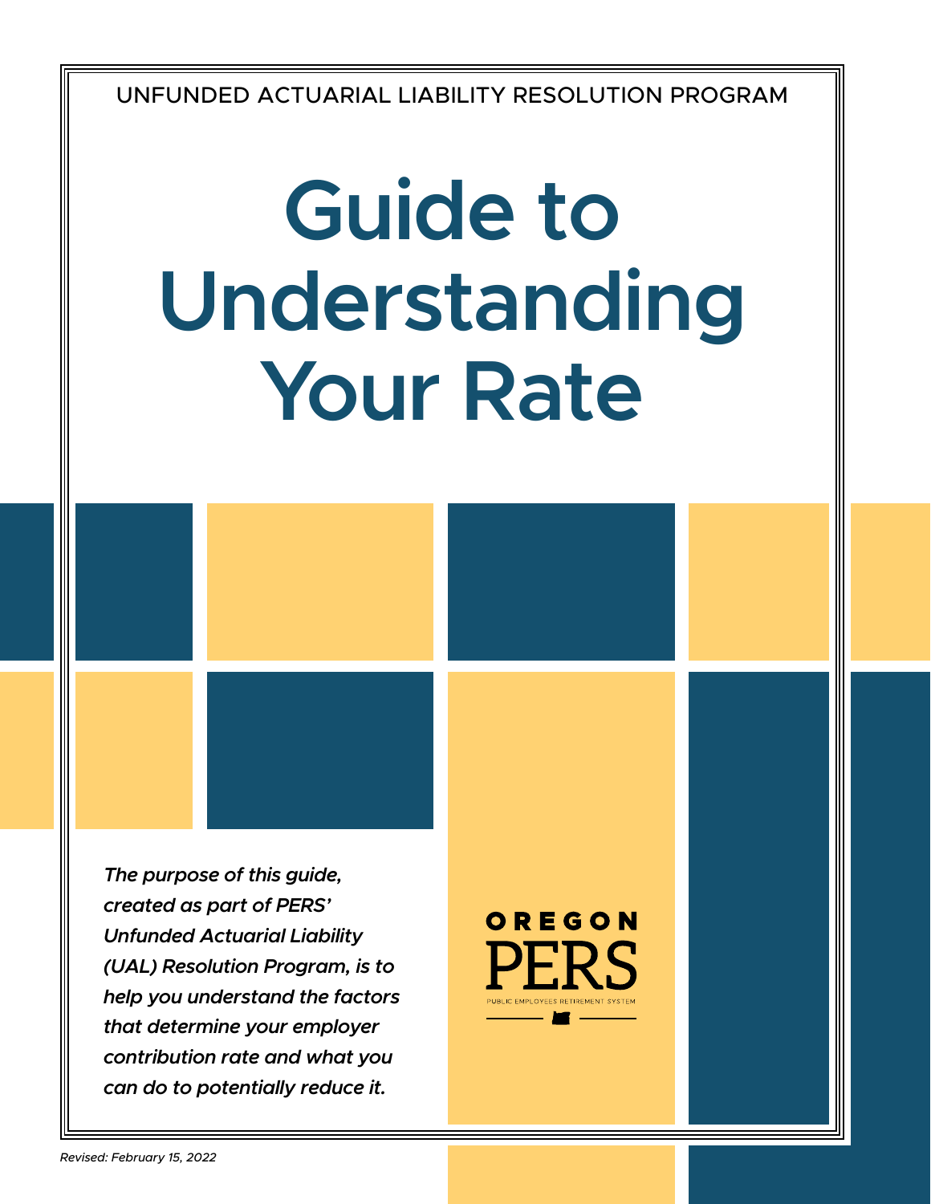UNFUNDED ACTUARIAL LIABILITY RESOLUTION PROGRAM

# Guide to Understanding Your Rate

*The purpose of this guide, created as part of PERS' Unfunded Actuarial Liability (UAL) Resolution Program, is to help you understand the factors that determine your employer contribution rate and what you can do to potentially reduce it.*

OREGON PERS
PUBLIC EMPLOYEES RETIREMENT SYSTEM

*Revised: February 15, 2022*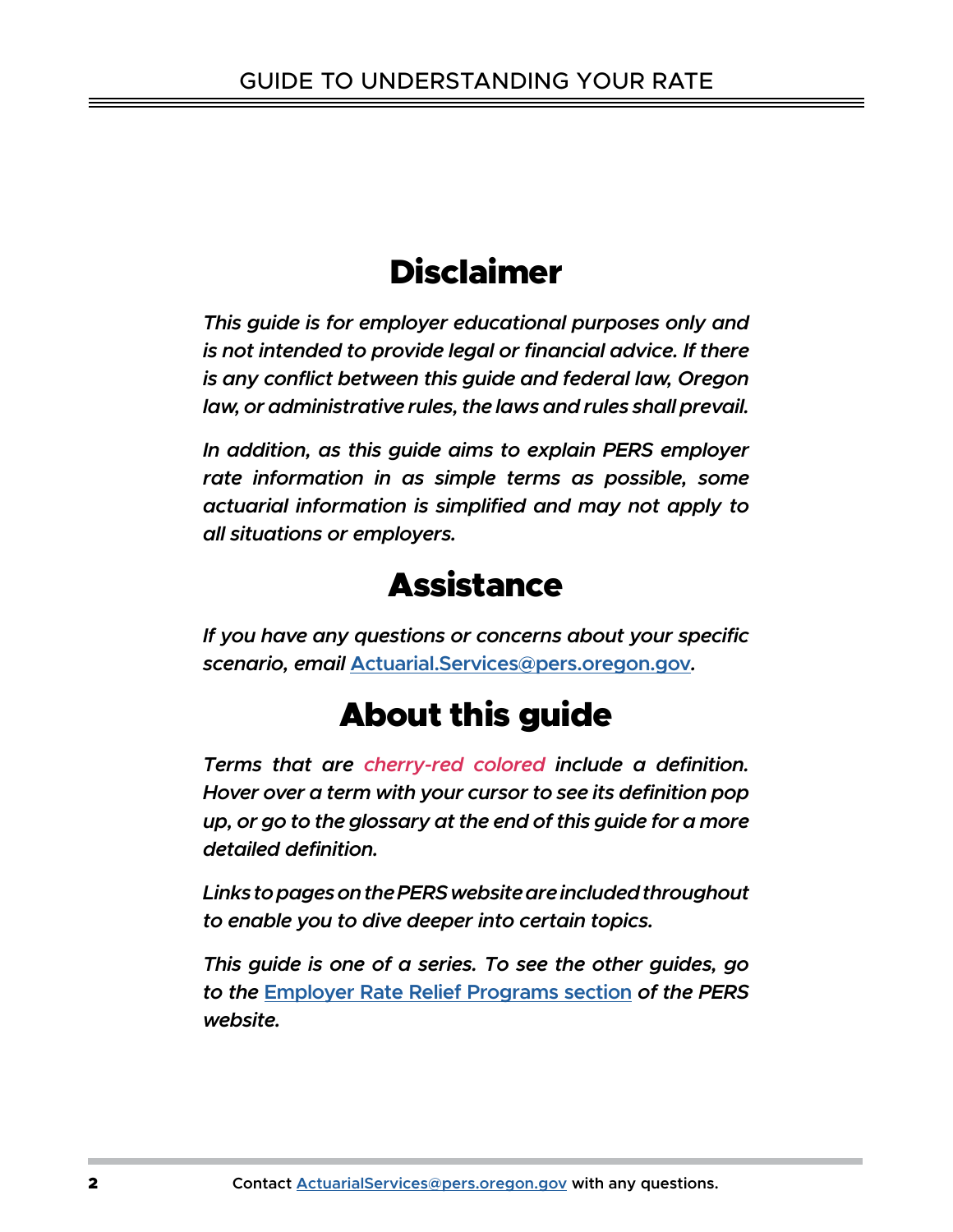# Disclaimer

*This guide is for employer educational purposes only and is not intended to provide legal or financial advice. If there is any conflict between this guide and federal law, Oregon law, or administrative rules, the laws and rules shall prevail.*

*In addition, as this guide aims to explain PERS employer rate information in as simple terms as possible, some actuarial information is simplified and may not apply to all situations or employers.*

# Assistance

*If you have any questions or concerns about your specific scenario, email Actuarial.Services@pers.oregon.gov.*

# About this guide

*Terms that are cherry-red colored include a definition. Hover over a term with your cursor to see its definition pop up, or go to the glossary at the end of this guide for a more detailed definition.*

*Links to pages on the PERS website are included throughout to enable you to dive deeper into certain topics.*

*This guide is one of a series. To see the other guides, go to the Employer Rate Relief Programs section of the PERS website.*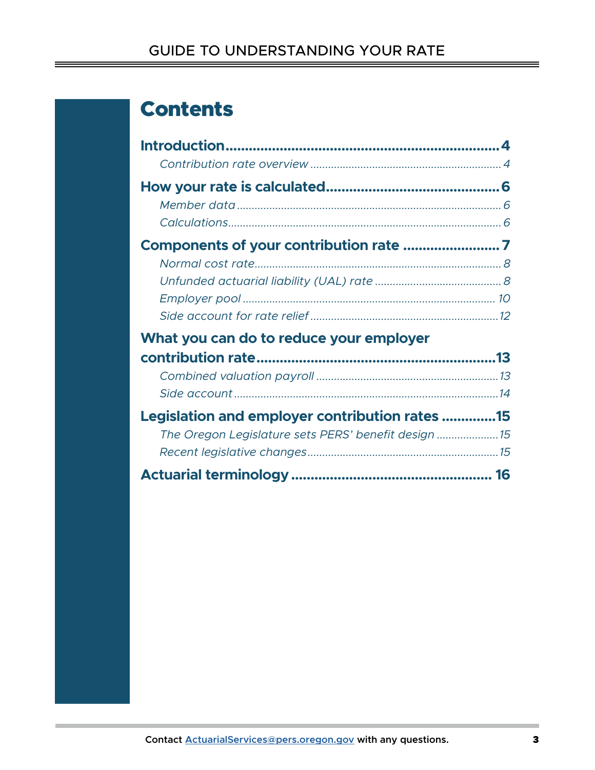# Contents

**Introduction** ... **4**

*Contribution rate overview* ... *4*

**How your rate is calculated** ... **6**

*Member data* ... *6*

*Calculations* ... *6*

**Components of your contribution rate** ... **7**

*Normal cost rate* ... *8*

*Unfunded actuarial liability (UAL) rate* ... *8*

*Employer pool* ... *10*

*Side account for rate relief* ... *12*

**What you can do to reduce your employer contribution rate** ... **13**

*Combined valuation payroll* ... *13*

*Side account* ... *14*

**Legislation and employer contribution rates** ... **15**

*The Oregon Legislature sets PERS' benefit design* ... *15*

*Recent legislative changes* ... *15*

**Actuarial terminology** ... **16**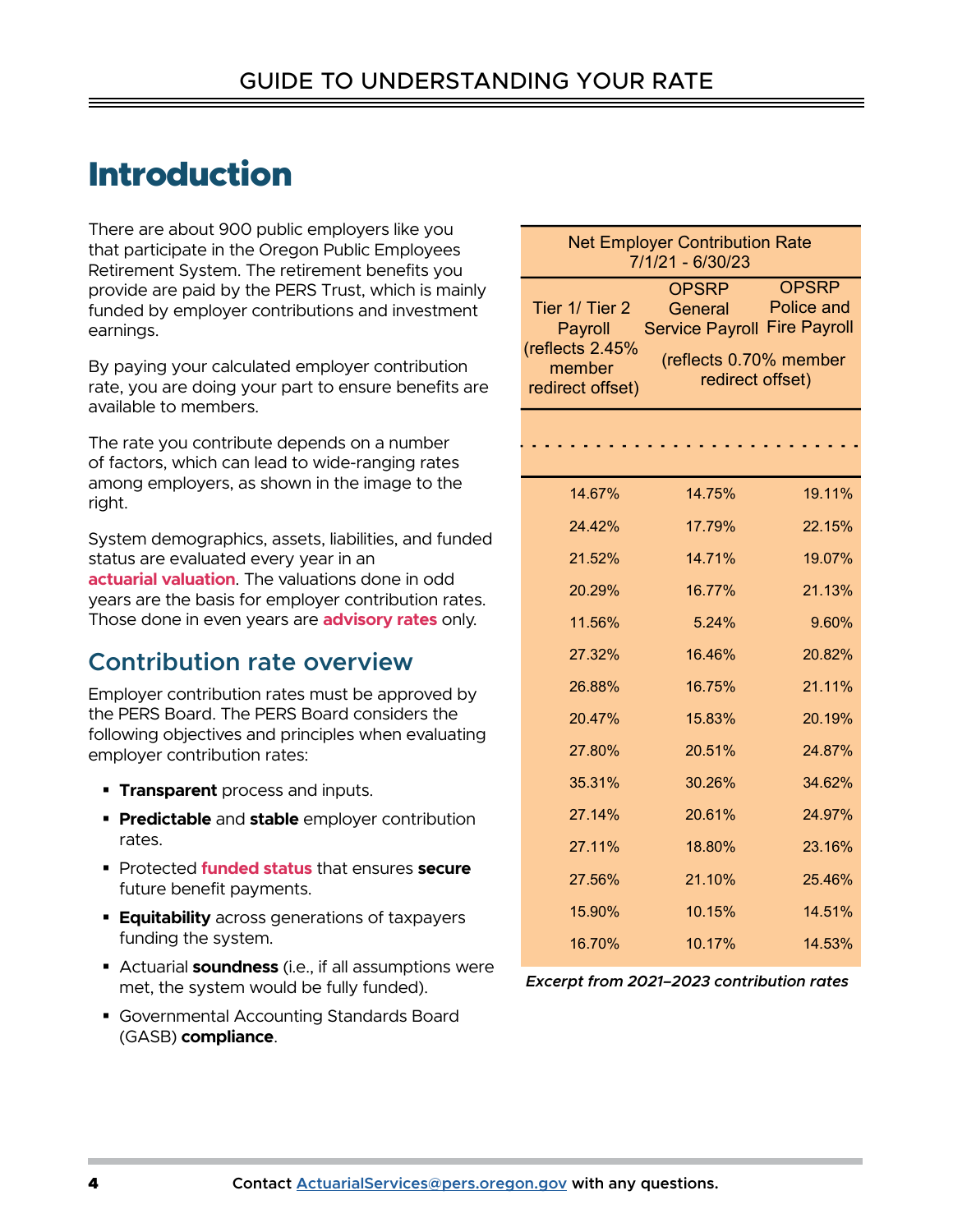# Introduction

There are about 900 public employers like you that participate in the Oregon Public Employees Retirement System. The retirement benefits you provide are paid by the PERS Trust, which is mainly funded by employer contributions and investment earnings.

By paying your calculated employer contribution rate, you are doing your part to ensure benefits are available to members.

The rate you contribute depends on a number of factors, which can lead to wide-ranging rates among employers, as shown in the image to the right.

System demographics, assets, liabilities, and funded status are evaluated every year in an **actuarial valuation**. The valuations done in odd years are the basis for employer contribution rates. Those done in even years are **advisory rates** only.

| Net Employer Contribution Rate 7/1/21 - 6/30/23 | | |
|---|---|---|
| Tier 1/ Tier 2 Payroll (reflects 2.45% member redirect offset) | OPSRP General Service Payroll (reflects 0.70% member redirect offset) | OPSRP Police and Fire Payroll |
| . . . | . . . | . . . |
| 14.67% | 14.75% | 19.11% |
| 24.42% | 17.79% | 22.15% |
| 21.52% | 14.71% | 19.07% |
| 20.29% | 16.77% | 21.13% |
| 11.56% | 5.24% | 9.60% |
| 27.32% | 16.46% | 20.82% |
| 26.88% | 16.75% | 21.11% |
| 20.47% | 15.83% | 20.19% |
| 27.80% | 20.51% | 24.87% |
| 35.31% | 30.26% | 34.62% |
| 27.14% | 20.61% | 24.97% |
| 27.11% | 18.80% | 23.16% |
| 27.56% | 21.10% | 25.46% |
| 15.90% | 10.15% | 14.51% |
| 16.70% | 10.17% | 14.53% |

*Excerpt from 2021–2023 contribution rates*

## Contribution rate overview

Employer contribution rates must be approved by the PERS Board. The PERS Board considers the following objectives and principles when evaluating employer contribution rates:

- **Transparent** process and inputs.
- **Predictable** and **stable** employer contribution rates.
- Protected **funded status** that ensures **secure** future benefit payments.
- **Equitability** across generations of taxpayers funding the system.
- Actuarial **soundness** (i.e., if all assumptions were met, the system would be fully funded).
- Governmental Accounting Standards Board (GASB) **compliance**.

**Contact ActuarialServices@pers.oregon.gov with any questions.**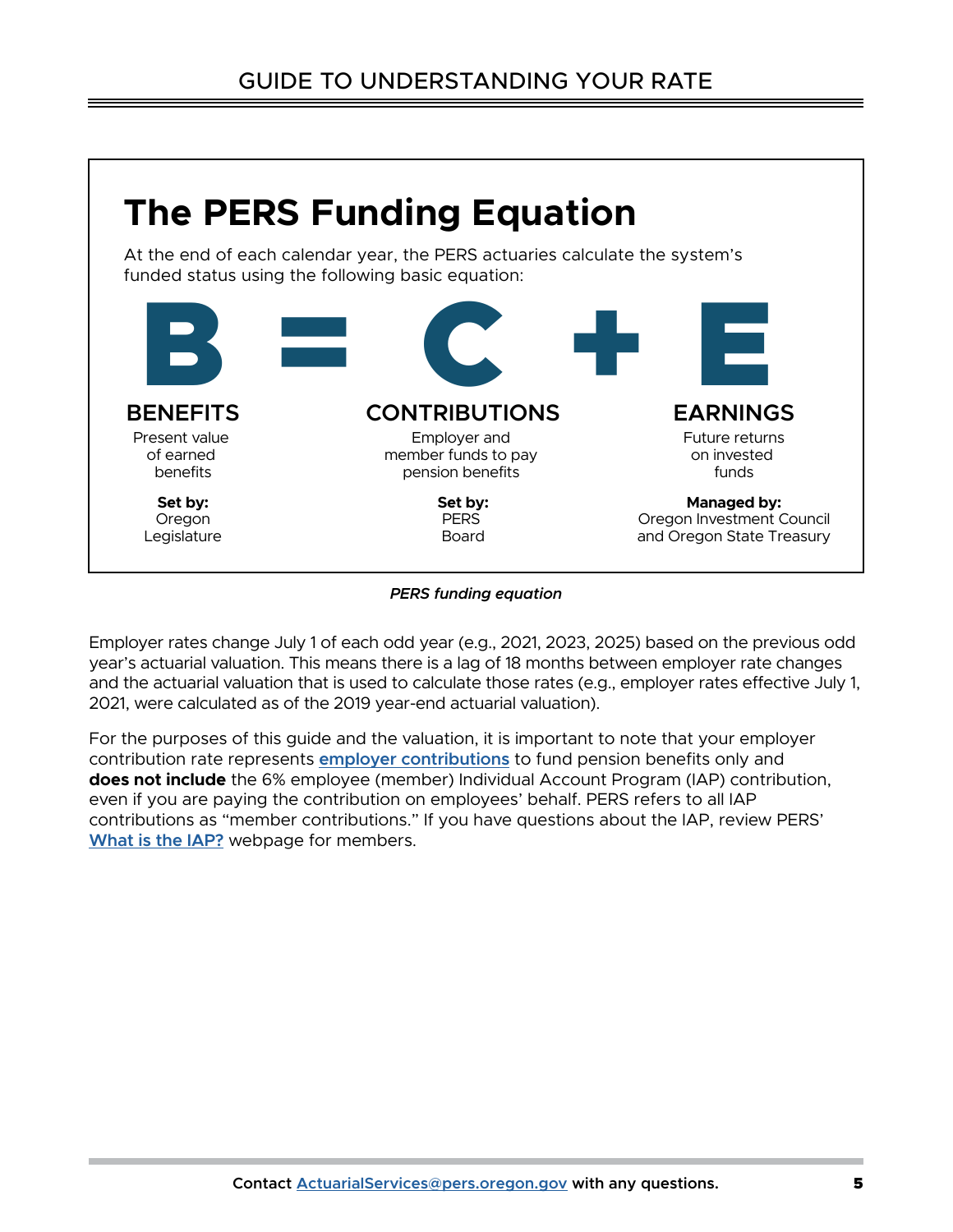## The PERS Funding Equation

At the end of each calendar year, the PERS actuaries calculate the system's funded status using the following basic equation:

**B = C + E**

| BENEFITS | CONTRIBUTIONS | EARNINGS |
|---|---|---|
| Present value of earned benefits | Employer and member funds to pay pension benefits | Future returns on invested funds |
| **Set by:** Oregon Legislature | **Set by:** PERS Board | **Managed by:** Oregon Investment Council and Oregon State Treasury |

*PERS funding equation*

Employer rates change July 1 of each odd year (e.g., 2021, 2023, 2025) based on the previous odd year's actuarial valuation. This means there is a lag of 18 months between employer rate changes and the actuarial valuation that is used to calculate those rates (e.g., employer rates effective July 1, 2021, were calculated as of the 2019 year-end actuarial valuation).

For the purposes of this guide and the valuation, it is important to note that your employer contribution rate represents **employer contributions** to fund pension benefits only and **does not include** the 6% employee (member) Individual Account Program (IAP) contribution, even if you are paying the contribution on employees' behalf. PERS refers to all IAP contributions as "member contributions." If you have questions about the IAP, review PERS' **What is the IAP?** webpage for members.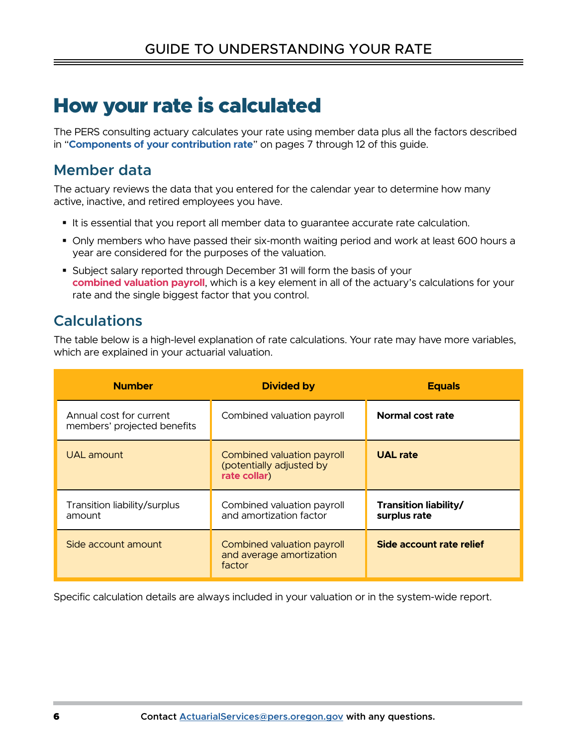# How your rate is calculated

The PERS consulting actuary calculates your rate using member data plus all the factors described in "**Components of your contribution rate**" on pages 7 through 12 of this guide.

## Member data

The actuary reviews the data that you entered for the calendar year to determine how many active, inactive, and retired employees you have.

- It is essential that you report all member data to guarantee accurate rate calculation.
- Only members who have passed their six-month waiting period and work at least 600 hours a year are considered for the purposes of the valuation.
- Subject salary reported through December 31 will form the basis of your **combined valuation payroll**, which is a key element in all of the actuary's calculations for your rate and the single biggest factor that you control.

## Calculations

The table below is a high-level explanation of rate calculations. Your rate may have more variables, which are explained in your actuarial valuation.

| Number | Divided by | Equals |
|---|---|---|
| Annual cost for current members' projected benefits | Combined valuation payroll | **Normal cost rate** |
| UAL amount | Combined valuation payroll (potentially adjusted by **rate collar**) | **UAL rate** |
| Transition liability/surplus amount | Combined valuation payroll and amortization factor | **Transition liability/ surplus rate** |
| Side account amount | Combined valuation payroll and average amortization factor | **Side account rate relief** |

Specific calculation details are always included in your valuation or in the system-wide report.

Contact ActuarialServices@pers.oregon.gov with any questions.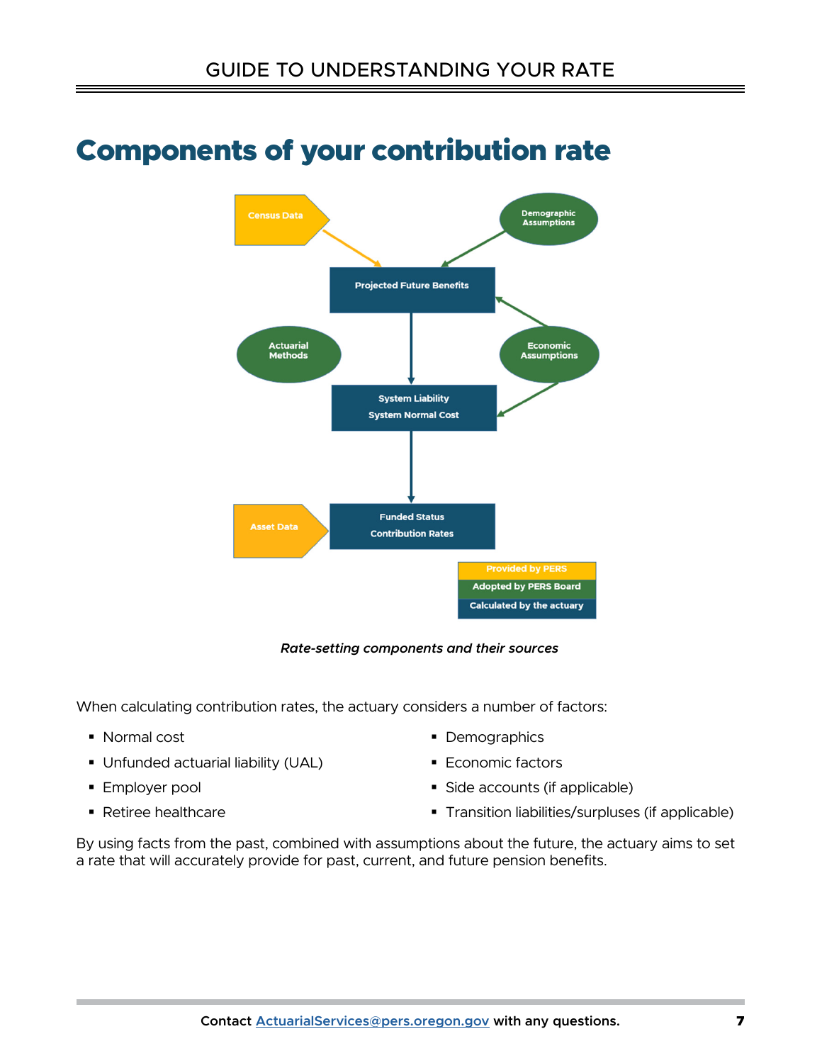# Components of your contribution rate

*Rate-setting components and their sources*

When calculating contribution rates, the actuary considers a number of factors:

- Normal cost
- Unfunded actuarial liability (UAL)
- Employer pool
- Retiree healthcare
- Demographics
- Economic factors
- Side accounts (if applicable)
- Transition liabilities/surpluses (if applicable)

By using facts from the past, combined with assumptions about the future, the actuary aims to set a rate that will accurately provide for past, current, and future pension benefits.

**Contact ActuarialServices@pers.oregon.gov with any questions.**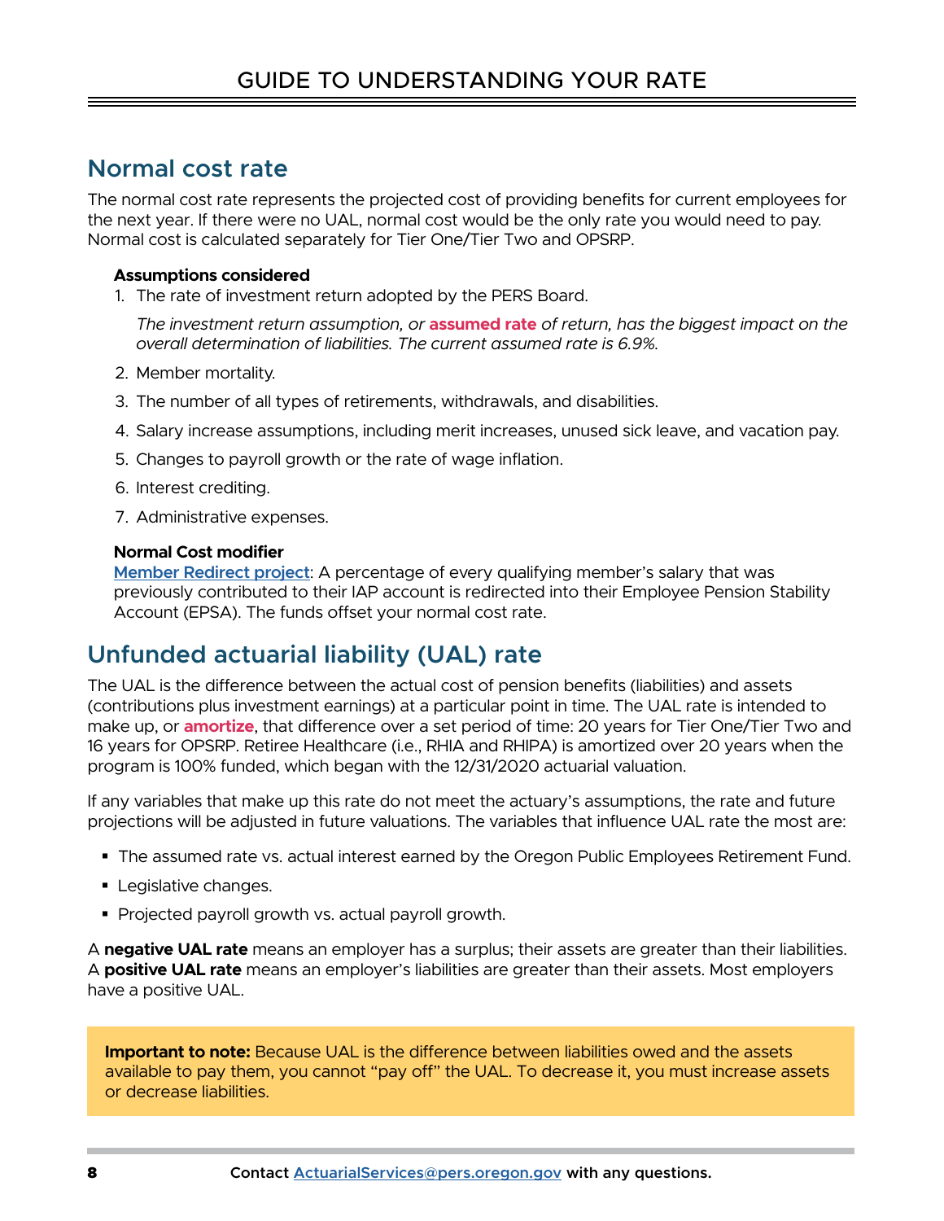## Normal cost rate

The normal cost rate represents the projected cost of providing benefits for current employees for the next year. If there were no UAL, normal cost would be the only rate you would need to pay. Normal cost is calculated separately for Tier One/Tier Two and OPSRP.

**Assumptions considered**

1. The rate of investment return adopted by the PERS Board.

   *The investment return assumption, or* **assumed rate** *of return, has the biggest impact on the overall determination of liabilities. The current assumed rate is 6.9%.*

2. Member mortality.
3. The number of all types of retirements, withdrawals, and disabilities.
4. Salary increase assumptions, including merit increases, unused sick leave, and vacation pay.
5. Changes to payroll growth or the rate of wage inflation.
6. Interest crediting.
7. Administrative expenses.

**Normal Cost modifier**

Member Redirect project: A percentage of every qualifying member's salary that was previously contributed to their IAP account is redirected into their Employee Pension Stability Account (EPSA). The funds offset your normal cost rate.

## Unfunded actuarial liability (UAL) rate

The UAL is the difference between the actual cost of pension benefits (liabilities) and assets (contributions plus investment earnings) at a particular point in time. The UAL rate is intended to make up, or **amortize**, that difference over a set period of time: 20 years for Tier One/Tier Two and 16 years for OPSRP. Retiree Healthcare (i.e., RHIA and RHIPA) is amortized over 20 years when the program is 100% funded, which began with the 12/31/2020 actuarial valuation.

If any variables that make up this rate do not meet the actuary's assumptions, the rate and future projections will be adjusted in future valuations. The variables that influence UAL rate the most are:

- The assumed rate vs. actual interest earned by the Oregon Public Employees Retirement Fund.
- Legislative changes.
- Projected payroll growth vs. actual payroll growth.

A **negative UAL rate** means an employer has a surplus; their assets are greater than their liabilities. A **positive UAL rate** means an employer's liabilities are greater than their assets. Most employers have a positive UAL.

**Important to note:** Because UAL is the difference between liabilities owed and the assets available to pay them, you cannot "pay off" the UAL. To decrease it, you must increase assets or decrease liabilities.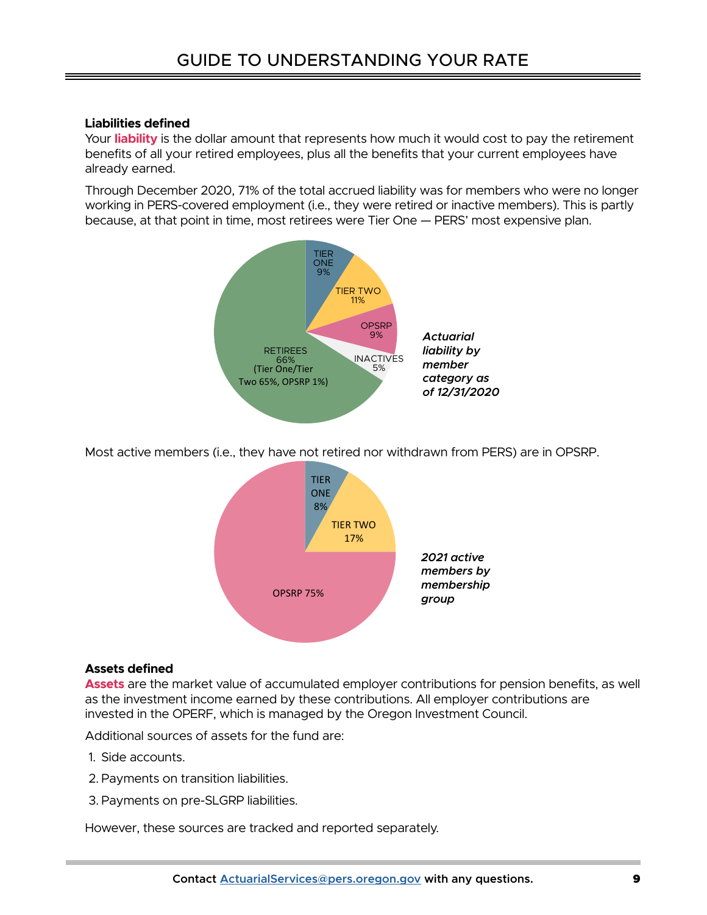### Liabilities defined

Your **liability** is the dollar amount that represents how much it would cost to pay the retirement benefits of all your retired employees, plus all the benefits that your current employees have already earned.

Through December 2020, 71% of the total accrued liability was for members who were no longer working in PERS-covered employment (i.e., they were retired or inactive members). This is partly because, at that point in time, most retirees were Tier One — PERS' most expensive plan.

TIER ONE 9%

TIER TWO 11%

OPSRP 9%

INACTIVES 5%

RETIREES 66% (Tier One/Tier Two 65%, OPSRP 1%)

***Actuarial liability by member category as of 12/31/2020***

Most active members (i.e., they have not retired nor withdrawn from PERS) are in OPSRP.

TIER ONE 8%

TIER TWO 17%

OPSRP 75%

***2021 active members by membership group***

### Assets defined

**Assets** are the market value of accumulated employer contributions for pension benefits, as well as the investment income earned by these contributions. All employer contributions are invested in the OPERF, which is managed by the Oregon Investment Council.

Additional sources of assets for the fund are:

1. Side accounts.
2. Payments on transition liabilities.
3. Payments on pre-SLGRP liabilities.

However, these sources are tracked and reported separately.

**Contact ActuarialServices@pers.oregon.gov with any questions.**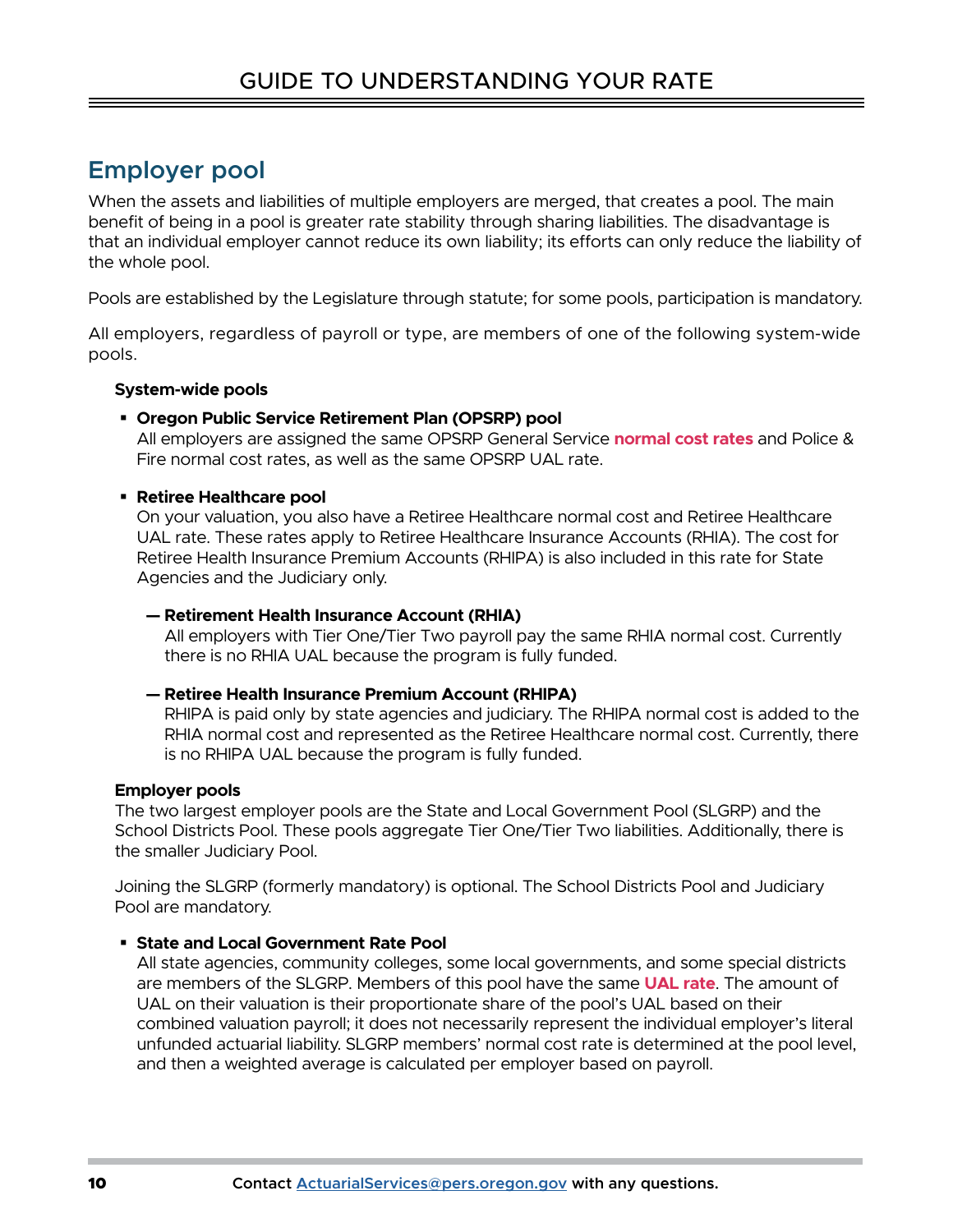## Employer pool

When the assets and liabilities of multiple employers are merged, that creates a pool. The main benefit of being in a pool is greater rate stability through sharing liabilities. The disadvantage is that an individual employer cannot reduce its own liability; its efforts can only reduce the liability of the whole pool.

Pools are established by the Legislature through statute; for some pools, participation is mandatory.

All employers, regardless of payroll or type, are members of one of the following system-wide pools.

**System-wide pools**

- **Oregon Public Service Retirement Plan (OPSRP) pool**
  All employers are assigned the same OPSRP General Service **normal cost rates** and Police & Fire normal cost rates, as well as the same OPSRP UAL rate.

- **Retiree Healthcare pool**
  On your valuation, you also have a Retiree Healthcare normal cost and Retiree Healthcare UAL rate. These rates apply to Retiree Healthcare Insurance Accounts (RHIA). The cost for Retiree Health Insurance Premium Accounts (RHIPA) is also included in this rate for State Agencies and the Judiciary only.

  — **Retirement Health Insurance Account (RHIA)**
  All employers with Tier One/Tier Two payroll pay the same RHIA normal cost. Currently there is no RHIA UAL because the program is fully funded.

  — **Retiree Health Insurance Premium Account (RHIPA)**
  RHIPA is paid only by state agencies and judiciary. The RHIPA normal cost is added to the RHIA normal cost and represented as the Retiree Healthcare normal cost. Currently, there is no RHIPA UAL because the program is fully funded.

**Employer pools**

The two largest employer pools are the State and Local Government Pool (SLGRP) and the School Districts Pool. These pools aggregate Tier One/Tier Two liabilities. Additionally, there is the smaller Judiciary Pool.

Joining the SLGRP (formerly mandatory) is optional. The School Districts Pool and Judiciary Pool are mandatory.

- **State and Local Government Rate Pool**
  All state agencies, community colleges, some local governments, and some special districts are members of the SLGRP. Members of this pool have the same **UAL rate**. The amount of UAL on their valuation is their proportionate share of the pool's UAL based on their combined valuation payroll; it does not necessarily represent the individual employer's literal unfunded actuarial liability. SLGRP members' normal cost rate is determined at the pool level, and then a weighted average is calculated per employer based on payroll.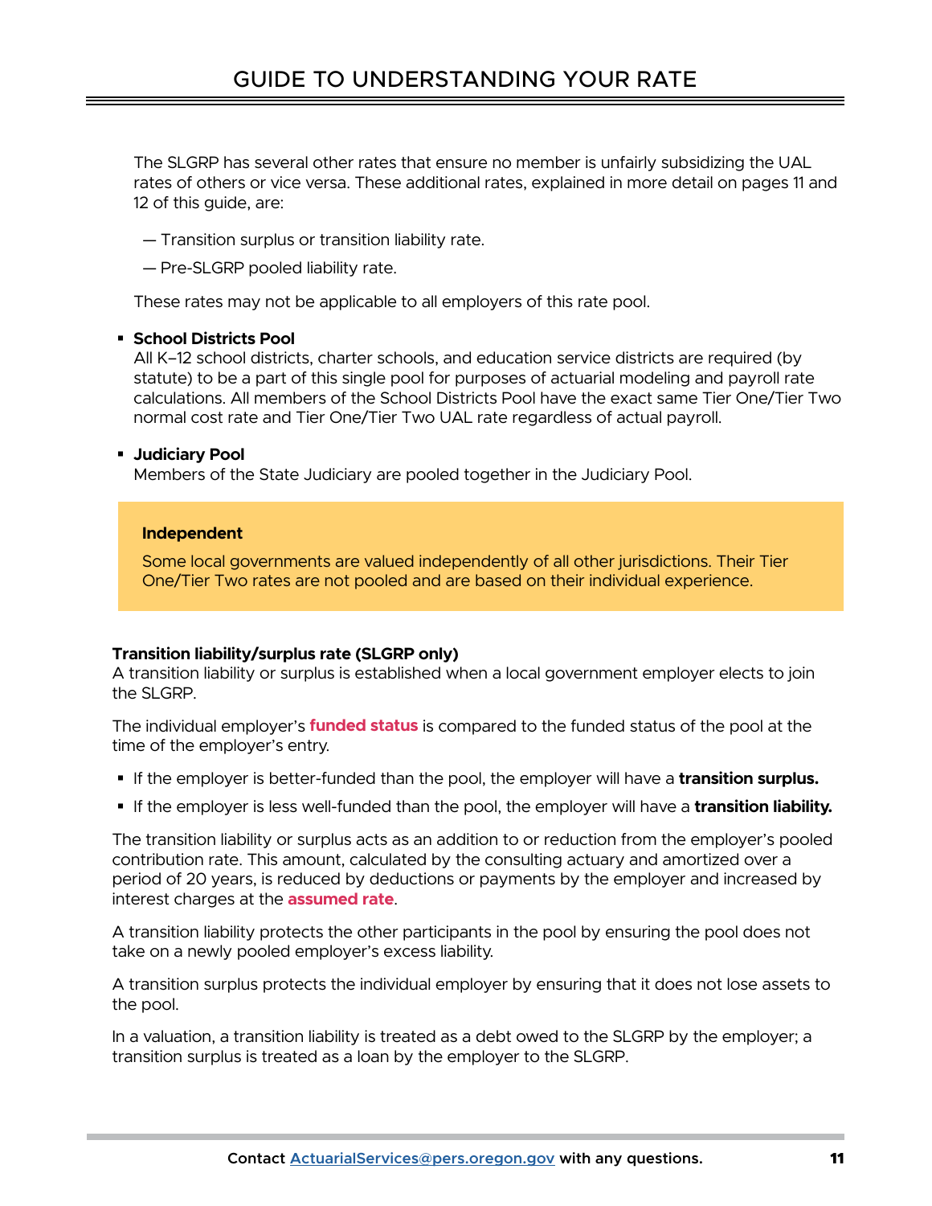The SLGRP has several other rates that ensure no member is unfairly subsidizing the UAL rates of others or vice versa. These additional rates, explained in more detail on pages 11 and 12 of this guide, are:

— Transition surplus or transition liability rate.

— Pre-SLGRP pooled liability rate.

These rates may not be applicable to all employers of this rate pool.

- **School Districts Pool**
  All K–12 school districts, charter schools, and education service districts are required (by statute) to be a part of this single pool for purposes of actuarial modeling and payroll rate calculations. All members of the School Districts Pool have the exact same Tier One/Tier Two normal cost rate and Tier One/Tier Two UAL rate regardless of actual payroll.

- **Judiciary Pool**
  Members of the State Judiciary are pooled together in the Judiciary Pool.

**Independent**

Some local governments are valued independently of all other jurisdictions. Their Tier One/Tier Two rates are not pooled and are based on their individual experience.

**Transition liability/surplus rate (SLGRP only)**
A transition liability or surplus is established when a local government employer elects to join the SLGRP.

The individual employer's **funded status** is compared to the funded status of the pool at the time of the employer's entry.

- If the employer is better-funded than the pool, the employer will have a **transition surplus.**
- If the employer is less well-funded than the pool, the employer will have a **transition liability.**

The transition liability or surplus acts as an addition to or reduction from the employer's pooled contribution rate. This amount, calculated by the consulting actuary and amortized over a period of 20 years, is reduced by deductions or payments by the employer and increased by interest charges at the **assumed rate**.

A transition liability protects the other participants in the pool by ensuring the pool does not take on a newly pooled employer's excess liability.

A transition surplus protects the individual employer by ensuring that it does not lose assets to the pool.

In a valuation, a transition liability is treated as a debt owed to the SLGRP by the employer; a transition surplus is treated as a loan by the employer to the SLGRP.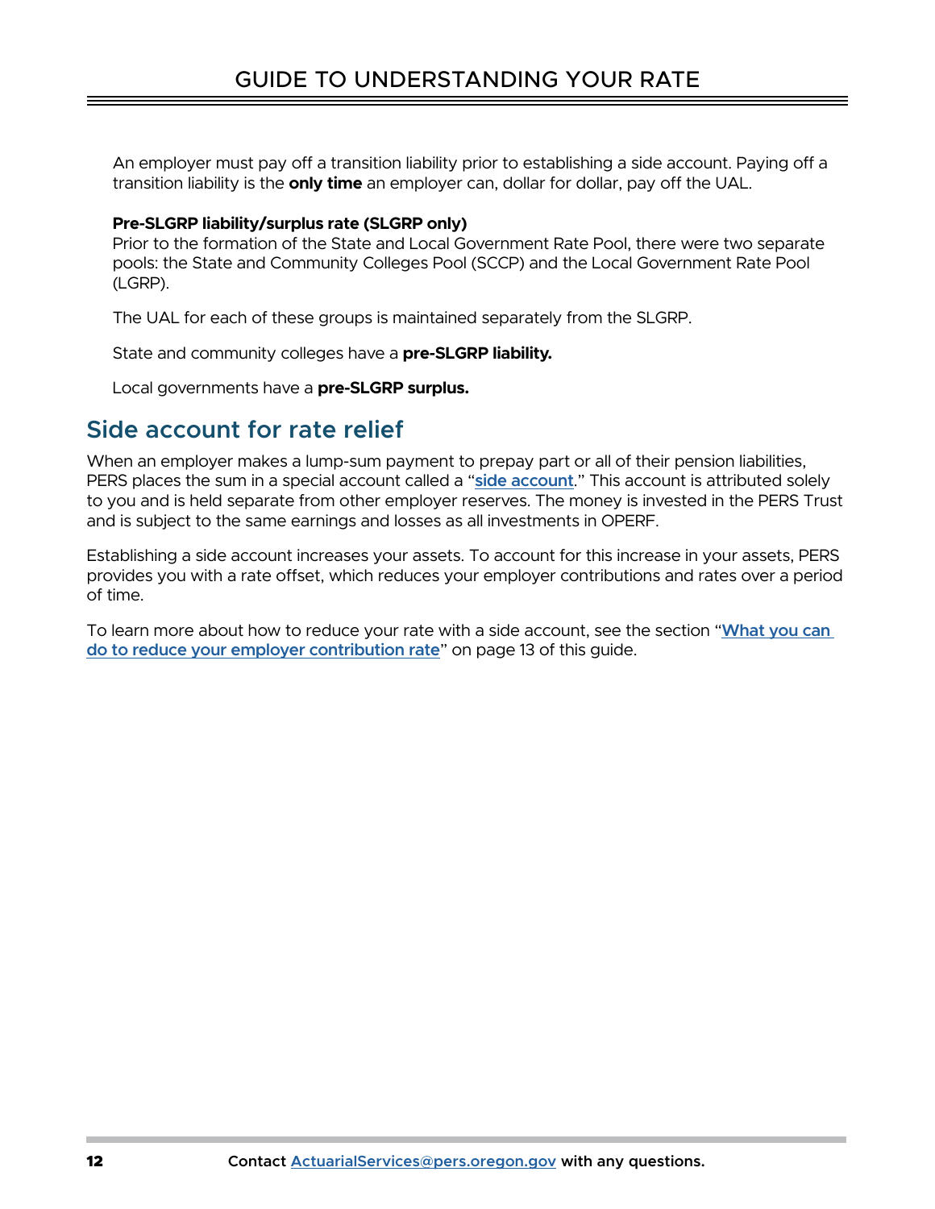An employer must pay off a transition liability prior to establishing a side account. Paying off a transition liability is the **only time** an employer can, dollar for dollar, pay off the UAL.

**Pre-SLGRP liability/surplus rate (SLGRP only)**

Prior to the formation of the State and Local Government Rate Pool, there were two separate pools: the State and Community Colleges Pool (SCCP) and the Local Government Rate Pool (LGRP).

The UAL for each of these groups is maintained separately from the SLGRP.

State and community colleges have a **pre-SLGRP liability.**

Local governments have a **pre-SLGRP surplus.**

## Side account for rate relief

When an employer makes a lump-sum payment to prepay part or all of their pension liabilities, PERS places the sum in a special account called a "**side account**." This account is attributed solely to you and is held separate from other employer reserves. The money is invested in the PERS Trust and is subject to the same earnings and losses as all investments in OPERF.

Establishing a side account increases your assets. To account for this increase in your assets, PERS provides you with a rate offset, which reduces your employer contributions and rates over a period of time.

To learn more about how to reduce your rate with a side account, see the section "**What you can do to reduce your employer contribution rate**" on page 13 of this guide.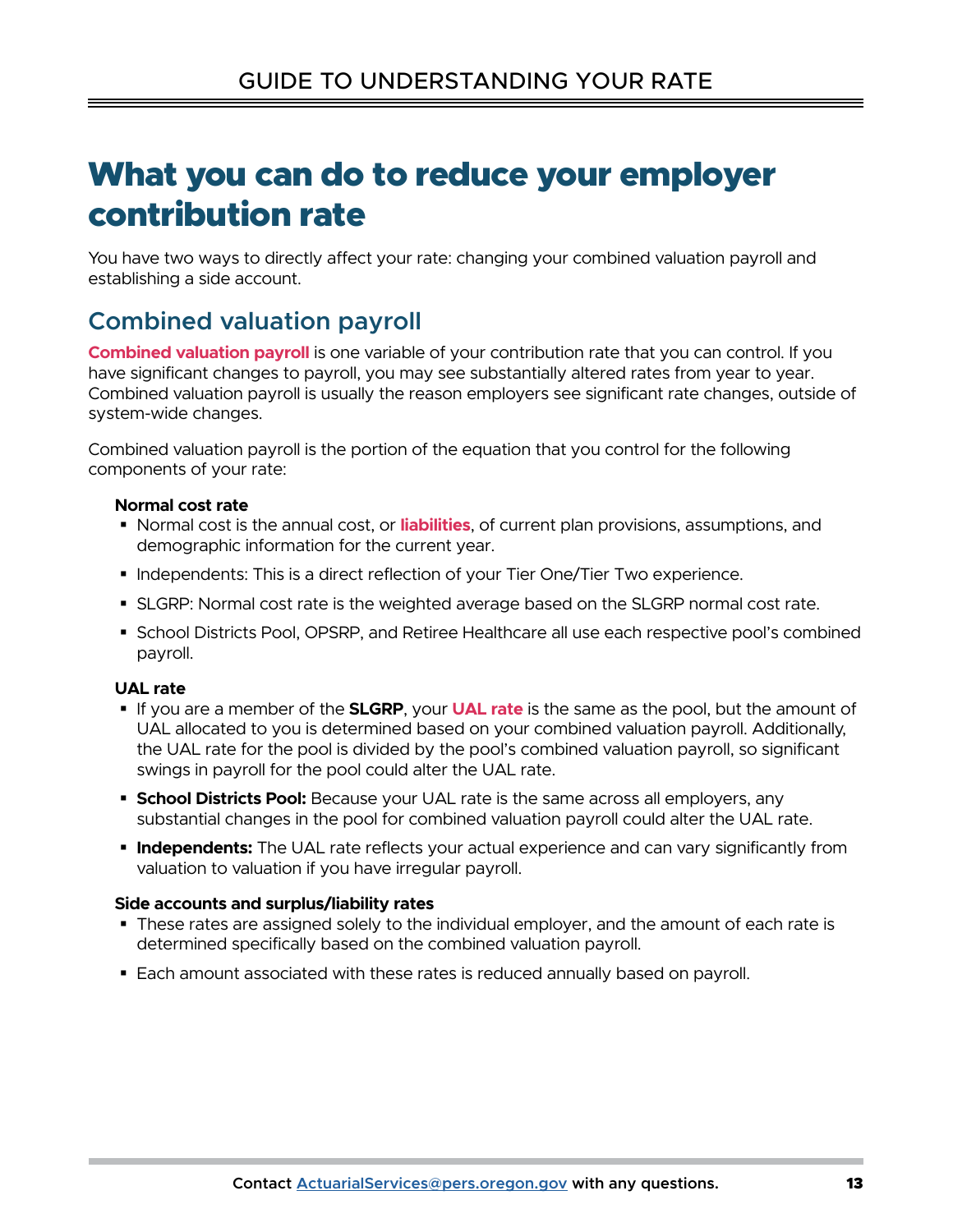# What you can do to reduce your employer contribution rate

You have two ways to directly affect your rate: changing your combined valuation payroll and establishing a side account.

## Combined valuation payroll

**Combined valuation payroll** is one variable of your contribution rate that you can control. If you have significant changes to payroll, you may see substantially altered rates from year to year. Combined valuation payroll is usually the reason employers see significant rate changes, outside of system-wide changes.

Combined valuation payroll is the portion of the equation that you control for the following components of your rate:

**Normal cost rate**

- Normal cost is the annual cost, or **liabilities**, of current plan provisions, assumptions, and demographic information for the current year.
- Independents: This is a direct reflection of your Tier One/Tier Two experience.
- SLGRP: Normal cost rate is the weighted average based on the SLGRP normal cost rate.
- School Districts Pool, OPSRP, and Retiree Healthcare all use each respective pool's combined payroll.

**UAL rate**

- If you are a member of the **SLGRP**, your **UAL rate** is the same as the pool, but the amount of UAL allocated to you is determined based on your combined valuation payroll. Additionally, the UAL rate for the pool is divided by the pool's combined valuation payroll, so significant swings in payroll for the pool could alter the UAL rate.
- **School Districts Pool:** Because your UAL rate is the same across all employers, any substantial changes in the pool for combined valuation payroll could alter the UAL rate.
- **Independents:** The UAL rate reflects your actual experience and can vary significantly from valuation to valuation if you have irregular payroll.

**Side accounts and surplus/liability rates**

- These rates are assigned solely to the individual employer, and the amount of each rate is determined specifically based on the combined valuation payroll.
- Each amount associated with these rates is reduced annually based on payroll.

Contact ActuarialServices@pers.oregon.gov with any questions.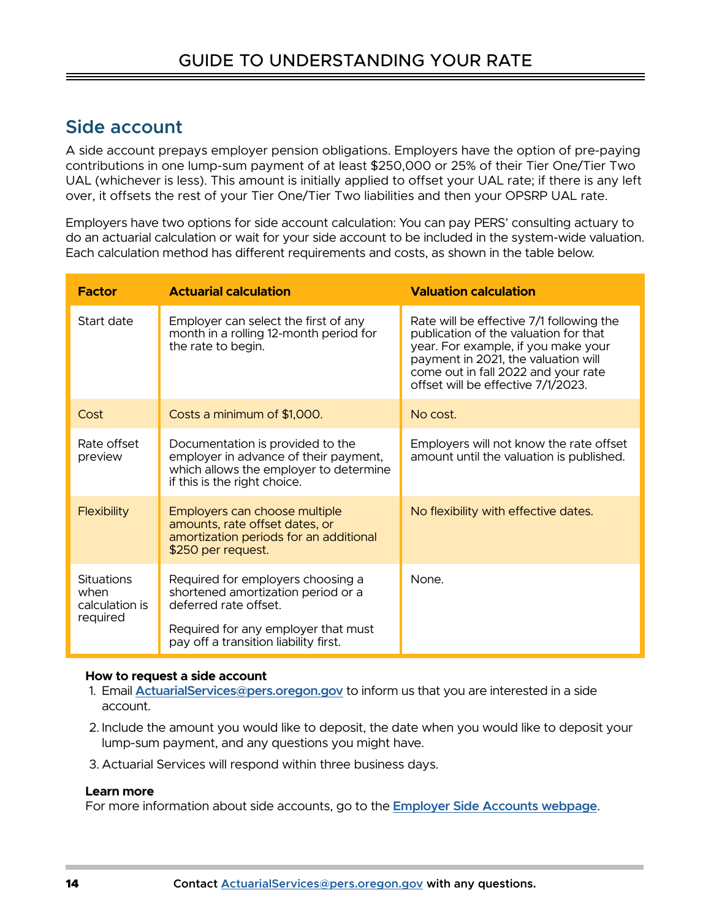## Side account

A side account prepays employer pension obligations. Employers have the option of pre-paying contributions in one lump-sum payment of at least $250,000 or 25% of their Tier One/Tier Two UAL (whichever is less). This amount is initially applied to offset your UAL rate; if there is any left over, it offsets the rest of your Tier One/Tier Two liabilities and then your OPSRP UAL rate.

Employers have two options for side account calculation: You can pay PERS' consulting actuary to do an actuarial calculation or wait for your side account to be included in the system-wide valuation. Each calculation method has different requirements and costs, as shown in the table below.

| Factor | Actuarial calculation | Valuation calculation |
|---|---|---|
| Start date | Employer can select the first of any month in a rolling 12-month period for the rate to begin. | Rate will be effective 7/1 following the publication of the valuation for that year. For example, if you make your payment in 2021, the valuation will come out in fall 2022 and your rate offset will be effective 7/1/2023. |
| Cost | Costs a minimum of $1,000. | No cost. |
| Rate offset preview | Documentation is provided to the employer in advance of their payment, which allows the employer to determine if this is the right choice. | Employers will not know the rate offset amount until the valuation is published. |
| Flexibility | Employers can choose multiple amounts, rate offset dates, or amortization periods for an additional $250 per request. | No flexibility with effective dates. |
| Situations when calculation is required | Required for employers choosing a shortened amortization period or a deferred rate offset.<br><br>Required for any employer that must pay off a transition liability first. | None. |

**How to request a side account**

1. Email ActuarialServices@pers.oregon.gov to inform us that you are interested in a side account.
2. Include the amount you would like to deposit, the date when you would like to deposit your lump-sum payment, and any questions you might have.
3. Actuarial Services will respond within three business days.

**Learn more**

For more information about side accounts, go to the Employer Side Accounts webpage.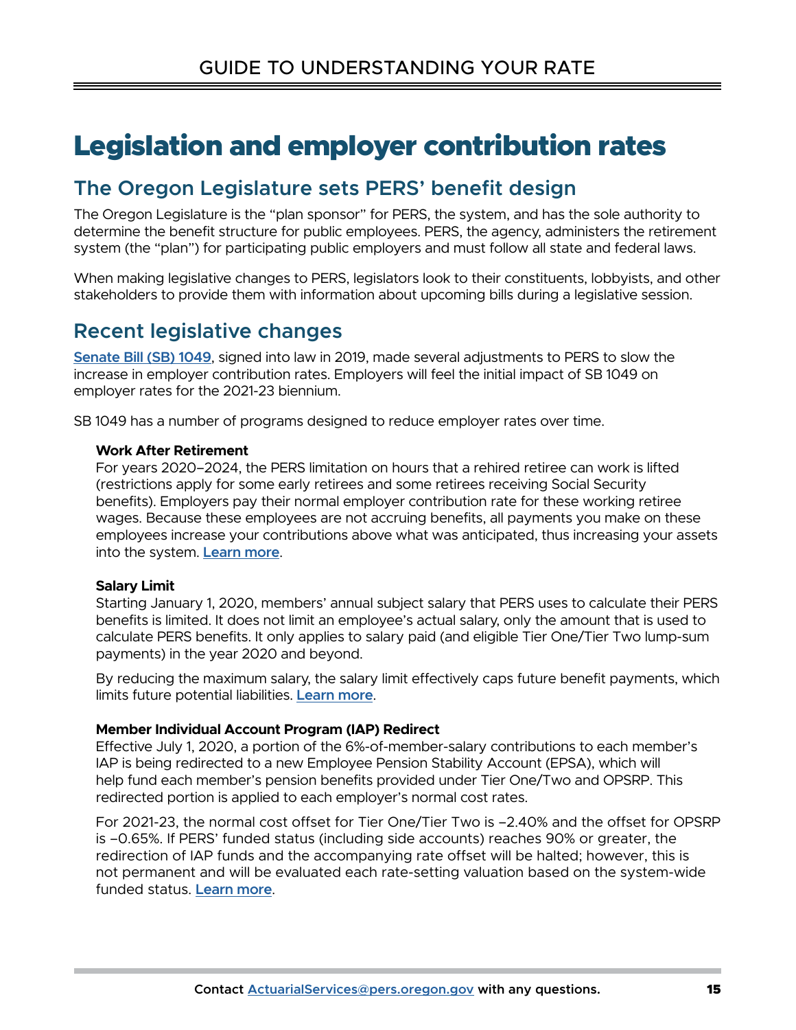# Legislation and employer contribution rates

## The Oregon Legislature sets PERS' benefit design

The Oregon Legislature is the "plan sponsor" for PERS, the system, and has the sole authority to determine the benefit structure for public employees. PERS, the agency, administers the retirement system (the "plan") for participating public employers and must follow all state and federal laws.

When making legislative changes to PERS, legislators look to their constituents, lobbyists, and other stakeholders to provide them with information about upcoming bills during a legislative session.

## Recent legislative changes

Senate Bill (SB) 1049, signed into law in 2019, made several adjustments to PERS to slow the increase in employer contribution rates. Employers will feel the initial impact of SB 1049 on employer rates for the 2021-23 biennium.

SB 1049 has a number of programs designed to reduce employer rates over time.

**Work After Retirement**

For years 2020–2024, the PERS limitation on hours that a rehired retiree can work is lifted (restrictions apply for some early retirees and some retirees receiving Social Security benefits). Employers pay their normal employer contribution rate for these working retiree wages. Because these employees are not accruing benefits, all payments you make on these employees increase your contributions above what was anticipated, thus increasing your assets into the system. Learn more.

**Salary Limit**

Starting January 1, 2020, members' annual subject salary that PERS uses to calculate their PERS benefits is limited. It does not limit an employee's actual salary, only the amount that is used to calculate PERS benefits. It only applies to salary paid (and eligible Tier One/Tier Two lump-sum payments) in the year 2020 and beyond.

By reducing the maximum salary, the salary limit effectively caps future benefit payments, which limits future potential liabilities. Learn more.

**Member Individual Account Program (IAP) Redirect**

Effective July 1, 2020, a portion of the 6%-of-member-salary contributions to each member's IAP is being redirected to a new Employee Pension Stability Account (EPSA), which will help fund each member's pension benefits provided under Tier One/Two and OPSRP. This redirected portion is applied to each employer's normal cost rates.

For 2021-23, the normal cost offset for Tier One/Tier Two is –2.40% and the offset for OPSRP is –0.65%. If PERS' funded status (including side accounts) reaches 90% or greater, the redirection of IAP funds and the accompanying rate offset will be halted; however, this is not permanent and will be evaluated each rate-setting valuation based on the system-wide funded status. Learn more.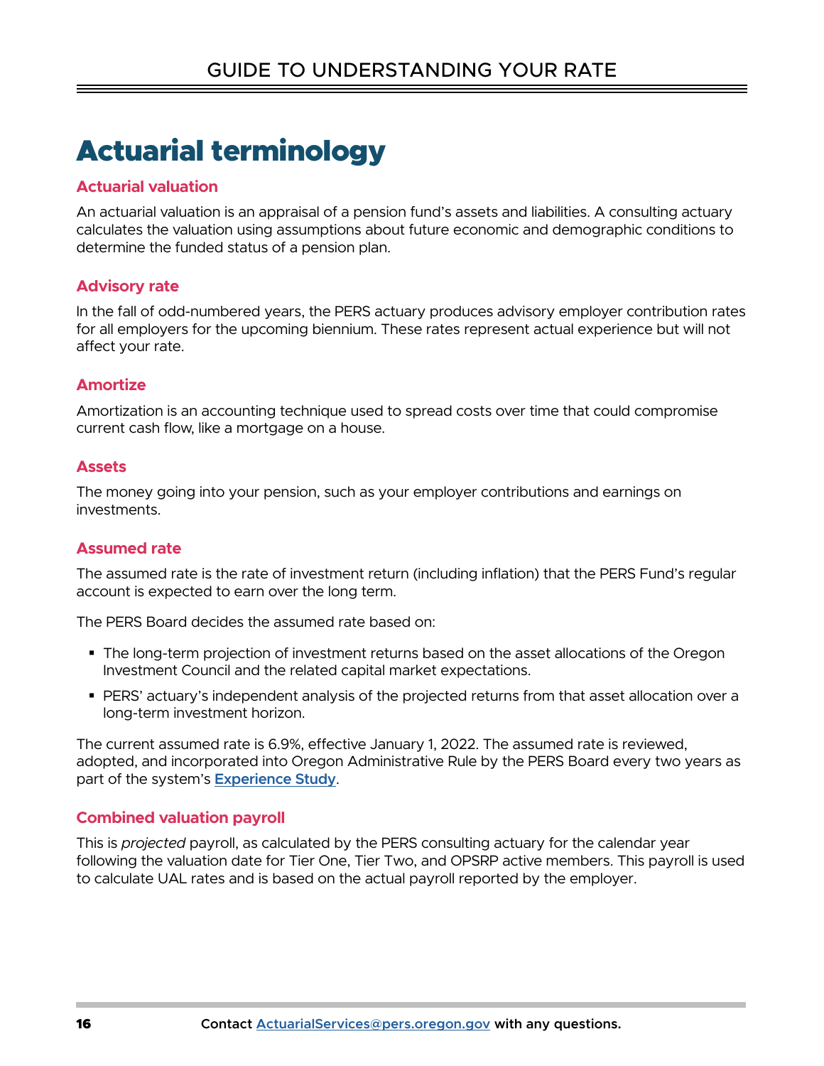# Actualial terminology

# Actuarial terminology

### Actuarial valuation

An actuarial valuation is an appraisal of a pension fund's assets and liabilities. A consulting actuary calculates the valuation using assumptions about future economic and demographic conditions to determine the funded status of a pension plan.

### Advisory rate

In the fall of odd-numbered years, the PERS actuary produces advisory employer contribution rates for all employers for the upcoming biennium. These rates represent actual experience but will not affect your rate.

### Amortize

Amortization is an accounting technique used to spread costs over time that could compromise current cash flow, like a mortgage on a house.

### Assets

The money going into your pension, such as your employer contributions and earnings on investments.

### Assumed rate

The assumed rate is the rate of investment return (including inflation) that the PERS Fund's regular account is expected to earn over the long term.

The PERS Board decides the assumed rate based on:

- The long-term projection of investment returns based on the asset allocations of the Oregon Investment Council and the related capital market expectations.
- PERS' actuary's independent analysis of the projected returns from that asset allocation over a long-term investment horizon.

The current assumed rate is 6.9%, effective January 1, 2022. The assumed rate is reviewed, adopted, and incorporated into Oregon Administrative Rule by the PERS Board every two years as part of the system's [Experience Study](Experience Study).

### Combined valuation payroll

This is *projected* payroll, as calculated by the PERS consulting actuary for the calendar year following the valuation date for Tier One, Tier Two, and OPSRP active members. This payroll is used to calculate UAL rates and is based on the actual payroll reported by the employer.

Contact ActuarialServices@pers.oregon.gov with any questions.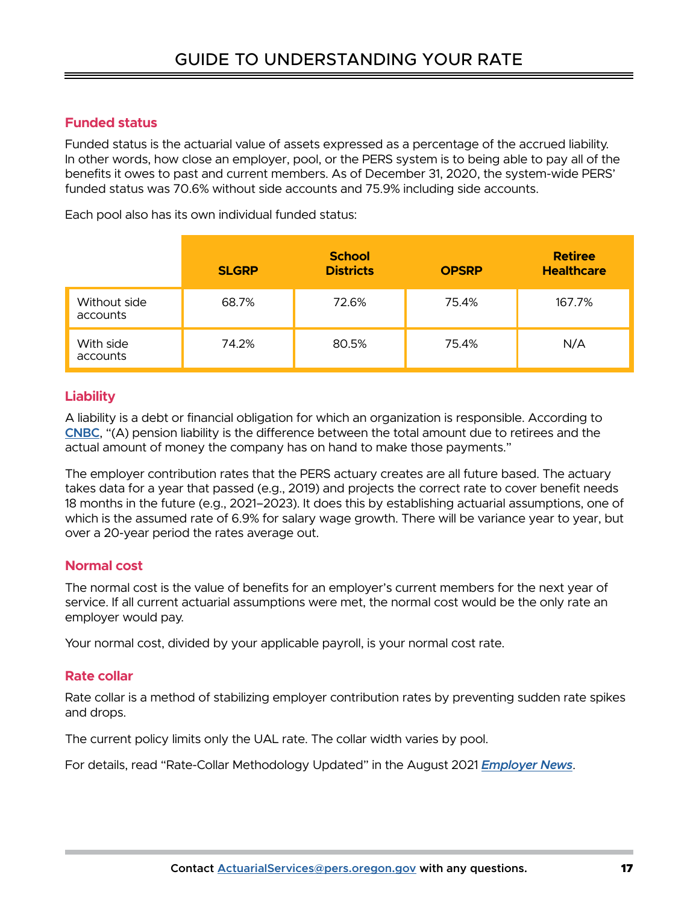## Funded status

Funded status is the actuarial value of assets expressed as a percentage of the accrued liability. In other words, how close an employer, pool, or the PERS system is to being able to pay all of the benefits it owes to past and current members. As of December 31, 2020, the system-wide PERS' funded status was 70.6% without side accounts and 75.9% including side accounts.

Each pool also has its own individual funded status:

| | SLGRP | School Districts | OPSRP | Retiree Healthcare |
|---|---|---|---|---|
| Without side accounts | 68.7% | 72.6% | 75.4% | 167.7% |
| With side accounts | 74.2% | 80.5% | 75.4% | N/A |

## Liability

A liability is a debt or financial obligation for which an organization is responsible. According to CNBC, "(A) pension liability is the difference between the total amount due to retirees and the actual amount of money the company has on hand to make those payments."

The employer contribution rates that the PERS actuary creates are all future based. The actuary takes data for a year that passed (e.g., 2019) and projects the correct rate to cover benefit needs 18 months in the future (e.g., 2021–2023). It does this by establishing actuarial assumptions, one of which is the assumed rate of 6.9% for salary wage growth. There will be variance year to year, but over a 20-year period the rates average out.

## Normal cost

The normal cost is the value of benefits for an employer's current members for the next year of service. If all current actuarial assumptions were met, the normal cost would be the only rate an employer would pay.

Your normal cost, divided by your applicable payroll, is your normal cost rate.

## Rate collar

Rate collar is a method of stabilizing employer contribution rates by preventing sudden rate spikes and drops.

The current policy limits only the UAL rate. The collar width varies by pool.

For details, read "Rate-Collar Methodology Updated" in the August 2021 ***Employer News***.

**Contact ActuarialServices@pers.oregon.gov with any questions.**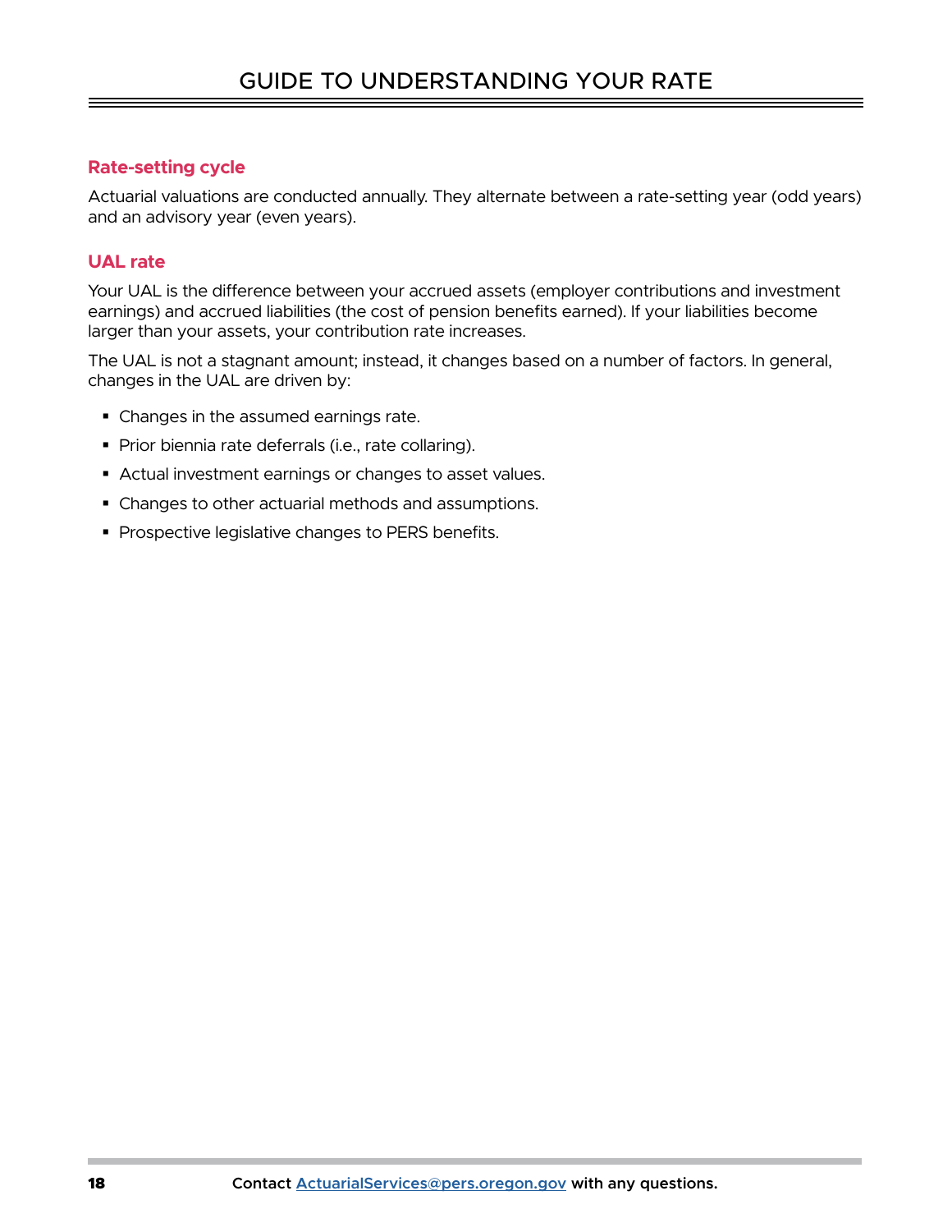## Rate-setting cycle

Actuarial valuations are conducted annually. They alternate between a rate-setting year (odd years) and an advisory year (even years).

## UAL rate

Your UAL is the difference between your accrued assets (employer contributions and investment earnings) and accrued liabilities (the cost of pension benefits earned). If your liabilities become larger than your assets, your contribution rate increases.

The UAL is not a stagnant amount; instead, it changes based on a number of factors. In general, changes in the UAL are driven by:

- Changes in the assumed earnings rate.
- Prior biennia rate deferrals (i.e., rate collaring).
- Actual investment earnings or changes to asset values.
- Changes to other actuarial methods and assumptions.
- Prospective legislative changes to PERS benefits.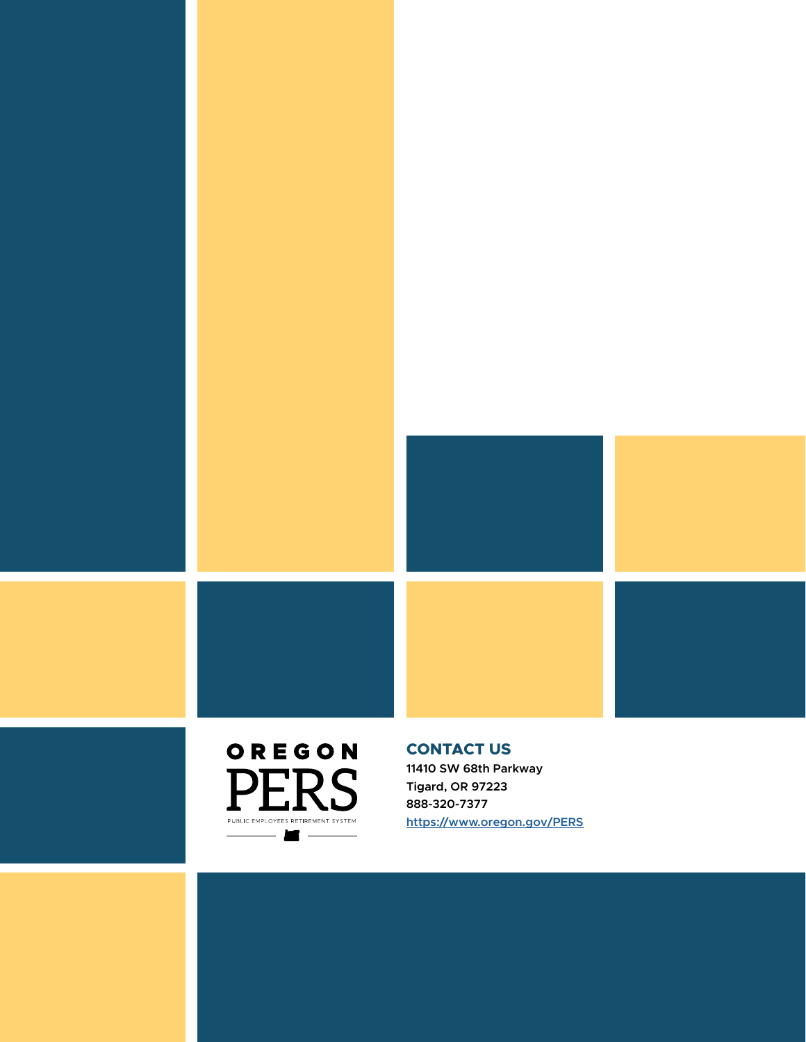OREGON
PERS
PUBLIC EMPLOYEES RETIREMENT SYSTEM

## CONTACT US

11410 SW 68th Parkway
Tigard, OR 97223
888-320-7377
https://www.oregon.gov/PERS